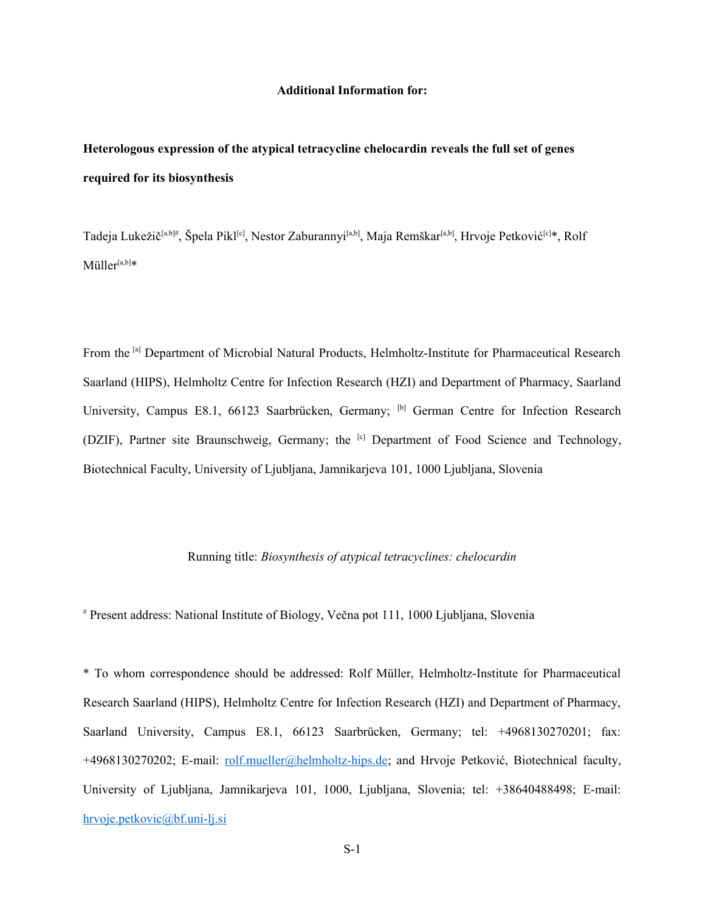**Additional Information for:**

**Heterologous expression of the atypical tetracycline chelocardin reveals the full set of genes required for its biosynthesis**

Tadeja Lukežič[a,b]#, Špela Pikl[c], Nestor Zaburannyi[a,b], Maja Remškar[a,b], Hrvoje Petković[c]*, Rolf Müller[a,b]*

From the [a] Department of Microbial Natural Products, Helmholtz-Institute for Pharmaceutical Research Saarland (HIPS), Helmholtz Centre for Infection Research (HZI) and Department of Pharmacy, Saarland University, Campus E8.1, 66123 Saarbrücken, Germany; [b] German Centre for Infection Research (DZIF), Partner site Braunschweig, Germany; the [c] Department of Food Science and Technology, Biotechnical Faculty, University of Ljubljana, Jamnikarjeva 101, 1000 Ljubljana, Slovenia

Running title: *Biosynthesis of atypical tetracyclines: chelocardin*

# Present address: National Institute of Biology, Večna pot 111, 1000 Ljubljana, Slovenia

* To whom correspondence should be addressed: Rolf Müller, Helmholtz-Institute for Pharmaceutical Research Saarland (HIPS), Helmholtz Centre for Infection Research (HZI) and Department of Pharmacy, Saarland University, Campus E8.1, 66123 Saarbrücken, Germany; tel: +4968130270201; fax: +4968130270202; E-mail: rolf.mueller@helmholtz-hips.de; and Hrvoje Petković, Biotechnical faculty, University of Ljubljana, Jamnikarjeva 101, 1000, Ljubljana, Slovenia; tel: +38640488498; E-mail: hrvoje.petkovic@bf.uni-lj.si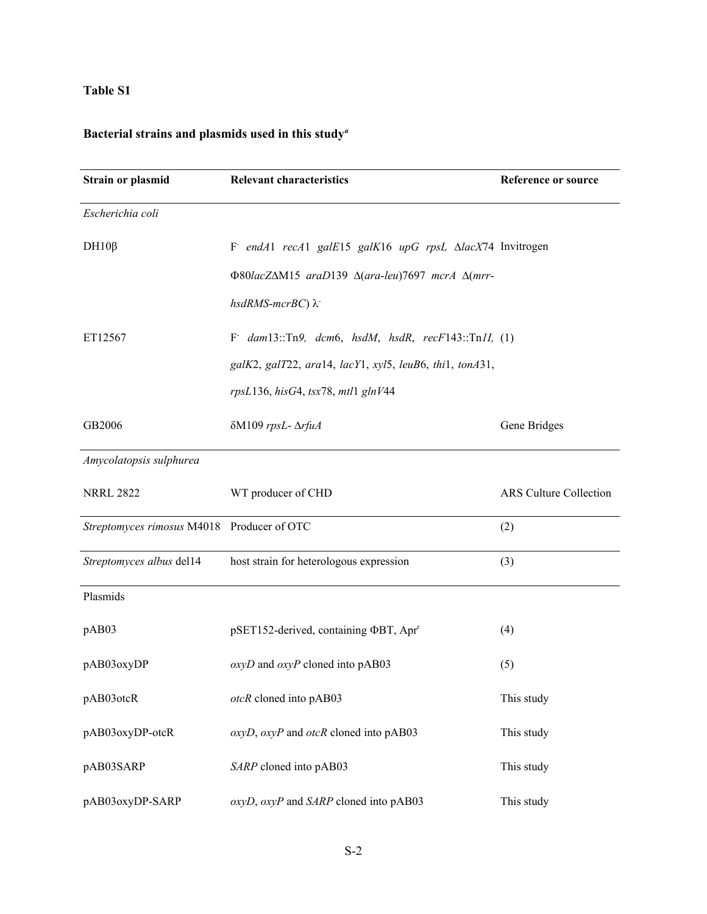**Table S1**

**Bacterial strains and plasmids used in this study**[a]

| Strain or plasmid | Relevant characteristics | Reference or source |
|---|---|---|
| *Escherichia coli* | | |
| DH10β | F⁻ *endA*1 *recA*1 *galE*15 *galK*16 *upG* *rpsL* Δ*lacX*74 Φ80*lacZ*ΔM15 *araD*139 Δ(*ara-leu*)7697 *mcrA* Δ(*mrr-hsdRMS-mcrBC*) λ⁻ | Invitrogen |
| ET12567 | F⁻ *dam*13::Tn*9*, *dcm*6, *hsdM*, *hsdR*, *recF*143::Tn*1I*, *galK*2, *galT*22, *ara*14, *lacY*1, *xyl*5, *leuB*6, *thi*1, *tonA*31, *rpsL*136, *hisG*4, *tsx*78, *mtl*1 *glnV*44 | (1) |
| GB2006 | δM109 *rpsL*- Δ*rfuA* | Gene Bridges |
| *Amycolatopsis sulphurea* | | |
| NRRL 2822 | WT producer of CHD | ARS Culture Collection |
| *Streptomyces rimosus* M4018 | Producer of OTC | (2) |
| *Streptomyces albus* del14 | host strain for heterologous expression | (3) |
| Plasmids | | |
| pAB03 | pSET152-derived, containing ΦBT, Apr[r] | (4) |
| pAB03oxyDP | *oxyD* and *oxyP* cloned into pAB03 | (5) |
| pAB03otcR | *otcR* cloned into pAB03 | This study |
| pAB03oxyDP-otcR | *oxyD*, *oxyP* and *otcR* cloned into pAB03 | This study |
| pAB03SARP | *SARP* cloned into pAB03 | This study |
| pAB03oxyDP-SARP | *oxyD*, *oxyP* and *SARP* cloned into pAB03 | This study |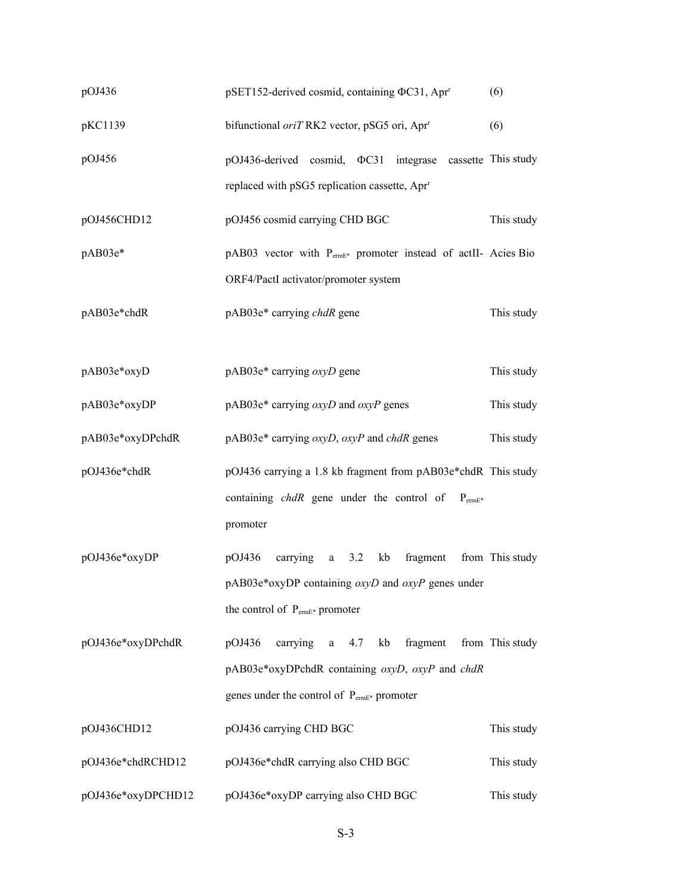| | | |
|---|---|---|
| pOJ436 | pSET152-derived cosmid, containing ΦC31, Apr[r] | (6) |
| pKC1139 | bifunctional *oriT* RK2 vector, pSG5 ori, Apr[r] | (6) |
| pOJ456 | pOJ436-derived cosmid, ΦC31 integrase cassette replaced with pSG5 replication cassette, Apr[r] | This study |
| pOJ456CHD12 | pOJ456 cosmid carrying CHD BGC | This study |
| pAB03e* | pAB03 vector with $P_{ermE*}$ promoter instead of actII-ORF4/PactI activator/promoter system | Acies Bio |
| pAB03e*chdR | pAB03e* carrying *chdR* gene | This study |
| pAB03e*oxyD | pAB03e* carrying *oxyD* gene | This study |
| pAB03e*oxyDP | pAB03e* carrying *oxyD* and *oxyP* genes | This study |
| pAB03e*oxyDPchdR | pAB03e* carrying *oxyD*, *oxyP* and *chdR* genes | This study |
| pOJ436e*chdR | pOJ436 carrying a 1.8 kb fragment from pAB03e*chdR containing *chdR* gene under the control of $P_{ermE*}$ promoter | This study |
| pOJ436e*oxyDP | pOJ436 carrying a 3.2 kb fragment from pAB03e*oxyDP containing *oxyD* and *oxyP* genes under the control of $P_{ermE*}$ promoter | This study |
| pOJ436e*oxyDPchdR | pOJ436 carrying a 4.7 kb fragment from pAB03e*oxyDPchdR containing *oxyD*, *oxyP* and *chdR* genes under the control of $P_{ermE*}$ promoter | This study |
| pOJ436CHD12 | pOJ436 carrying CHD BGC | This study |
| pOJ436e*chdRCHD12 | pOJ436e*chdR carrying also CHD BGC | This study |
| pOJ436e*oxyDPCHD12 | pOJ436e*oxyDP carrying also CHD BGC | This study |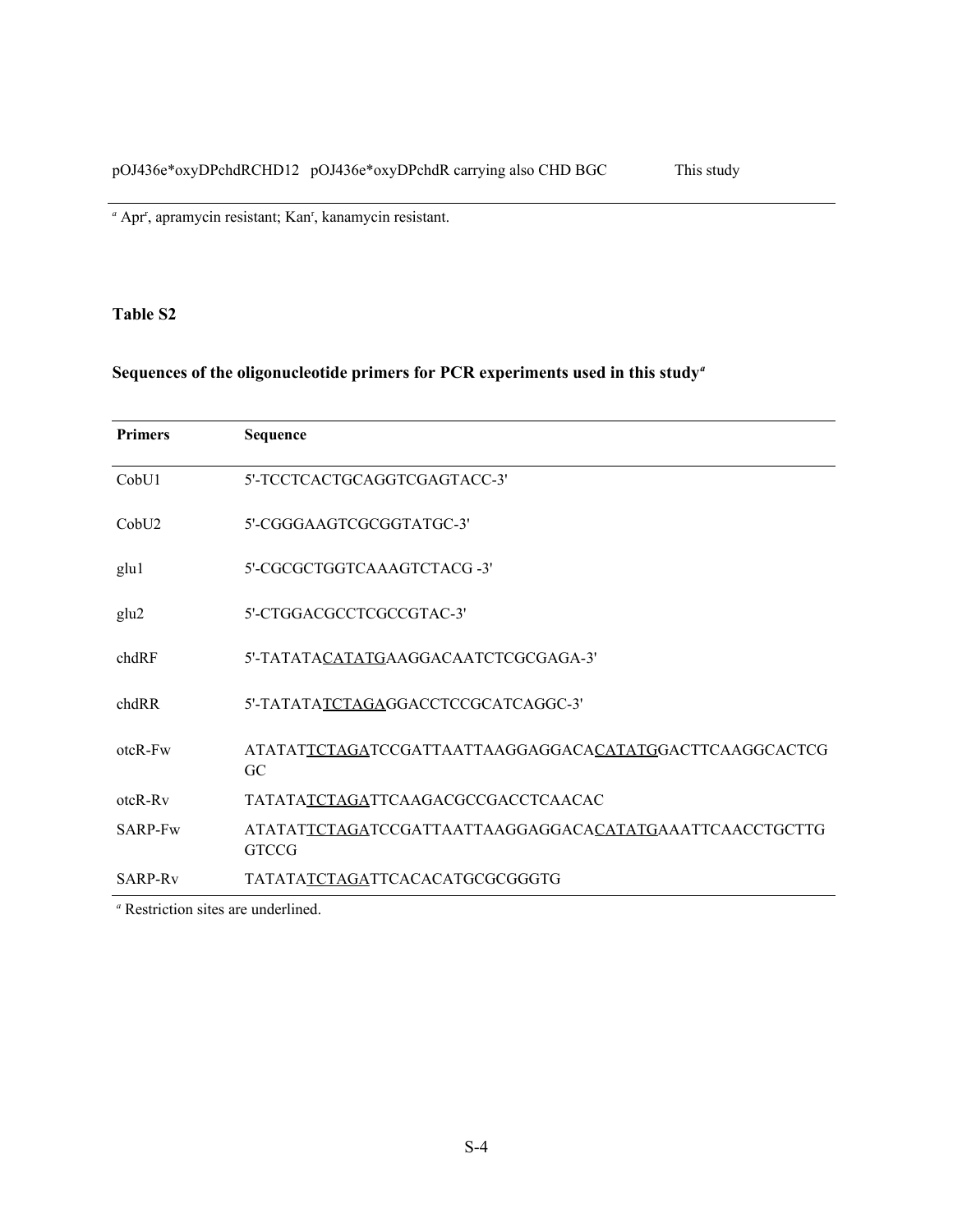| | | |
|---|---|---|
| pOJ436e*oxyDPchdRCHD12 | pOJ436e*oxyDPchdR carrying also CHD BGC | This study |

[a] Apr[r], apramycin resistant; Kan[r], kanamycin resistant.

### Table S2

**Sequences of the oligonucleotide primers for PCR experiments used in this study[a]**

| Primers | Sequence |
|---|---|
| CobU1 | 5'-TCCTCACTGCAGGTCGAGTACC-3' |
| CobU2 | 5'-CGGGAAGTCGCGGTATGC-3' |
| glu1 | 5'-CGCGCTGGTCAAAGTCTACG -3' |
| glu2 | 5'-CTGGACGCCTCGCCGTAC-3' |
| chdRF | 5'-TATATA<u>CATATG</u>AAGGACAATCTCGCGAGA-3' |
| chdRR | 5'-TATATA<u>TCTAGA</u>GGACCTCCGCATCAGGC-3' |
| otcR-Fw | ATATAT<u>TCTAGA</u>TCCGATTAATTAAGGAGGACA<u>CATATG</u>GACTTCAAGGCACTCGGC |
| otcR-Rv | TATATA<u>TCTAGA</u>TTCAAGACGCCGACCTCAACAC |
| SARP-Fw | ATATAT<u>TCTAGA</u>TCCGATTAATTAAGGAGGACA<u>CATATG</u>AAATTCAACCTGCTTGGTCCG |
| SARP-Rv | TATATA<u>TCTAGA</u>TTCACACATGCGCGGGTG |

[a] Restriction sites are underlined.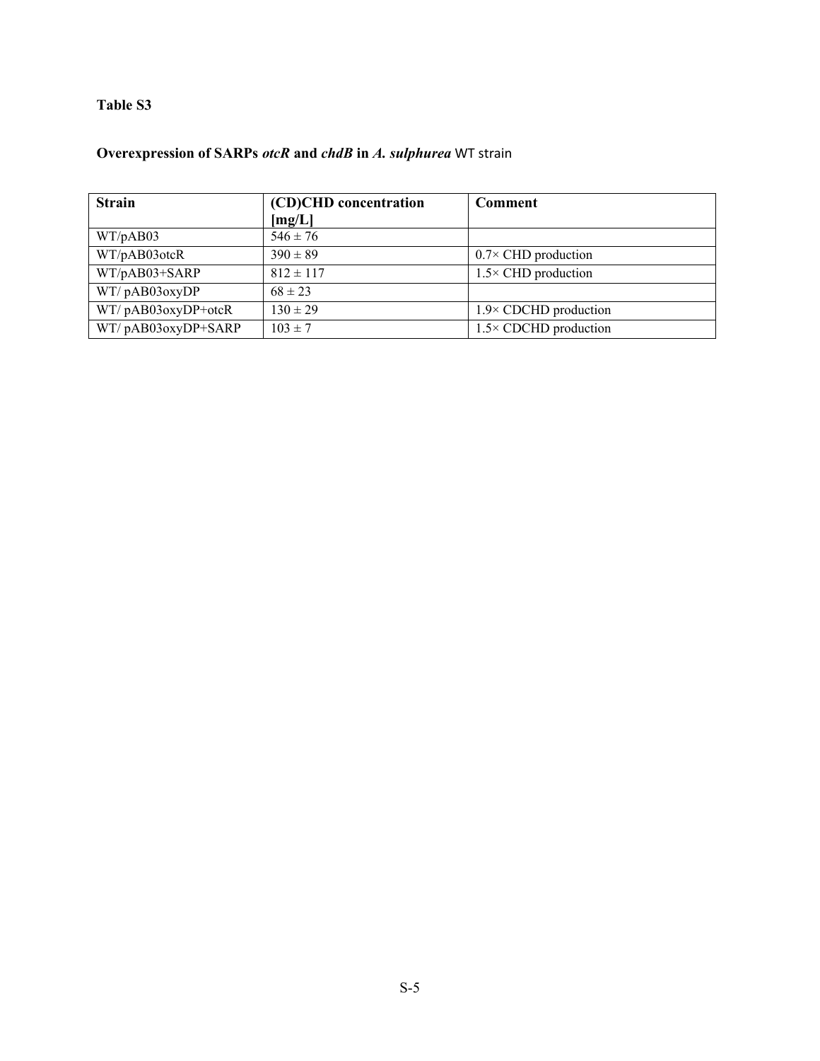**Table S3**

**Overexpression of SARPs *otcR* and *chdB* in *A. sulphurea*** WT strain

| Strain | (CD)CHD concentration [mg/L] | Comment |
|---|---|---|
| WT/pAB03 | 546 ± 76 | |
| WT/pAB03otcR | 390 ± 89 | 0.7× CHD production |
| WT/pAB03+SARP | 812 ± 117 | 1.5× CHD production |
| WT/ pAB03oxyDP | 68 ± 23 | |
| WT/ pAB03oxyDP+otcR | 130 ± 29 | 1.9× CDCHD production |
| WT/ pAB03oxyDP+SARP | 103 ± 7 | 1.5× CDCHD production |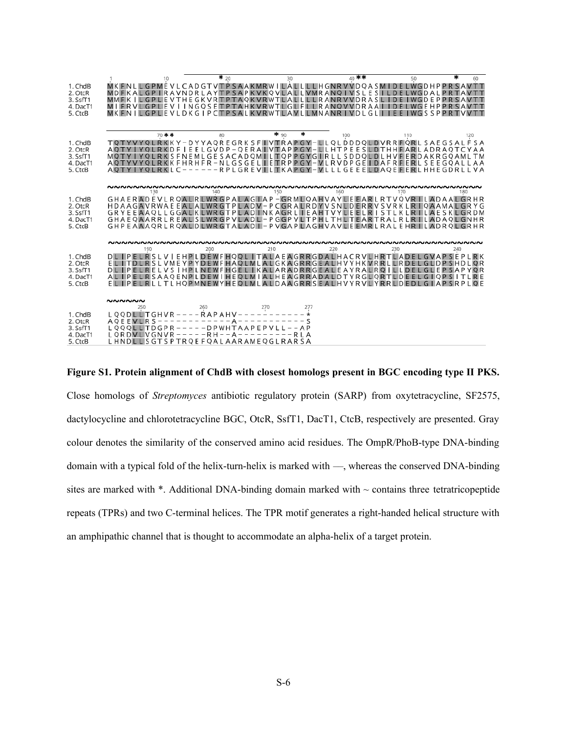```
                 1         10        * 20          30        40 **      50        *   60
1. ChdB    MKFNLLGPMEVLCADGTVTPSAAKMRWILALLLLHGNRVVDQASMIDELWGDHPPRSAVTT
2. OtcR    MDFKALGPIRAVNDRLAYTPSAPKVKQVLALLVMRANQIVSLESILDELWGDALPRTAVTT
3. SsfT1   MMFKILGPLEVTHEGKVRTPTAQKVRWTLALLLLRANRVVDRASLIDEIWGDEPPRSAVTT
4. DacT1   MIFRVLGPLEVIINGQSETPTAHKVRWTLGLFLLRANQVVDRAAIIDELWGEHPPRSAVTT
5. CtcB    MKFNILGPLEVLDKGIPCTPSALKVRWTLAVLLMNANRIVDLGLIIEEIWGSSPPRTVVTT

                   70 **         80       * 90   *        100        110        120
1. ChdB    TQTYVYQLRKKY-DYYAQREGRKSFIVTRAPGY-LLQLDDDQLDVRRFQRLSAEGSALFSA
2. OtcR    AQTYIYQLRKDFIEELGVDP-QERAIVTAPPGY-LLHTPEESLDTHHFARLADRAQTCYAA
3. SsfT1   MQTYIYQLRKSFNEMLGESACADQMILTQPPGYGIRLLSDDQLDLHVFERDAKRGQAMLTM
4. DacT1   AQTYVYQLRKKFHRHFR-NLGSGELIETRPPGY-VLRVDPGEIDAFRFERLSEEGQALLAA
5. CtcB    AQTYIYQLRKLC------RPLGREVILTKAPGY-VLLLGEEELDAQEFERLHHEGDRLLVA

           ~~~~~~~~~~~~~~~~~~~~~~~~~~~~~~~~~~~~~~~~~~~~~~~~~~~~~~~~~~~~~~~
                   130        140        150        160        170        180
1. ChdB    GHAERADEVLRQALRLWRGPALAGIAP-GRMLQAHVAYLEEARLRTVQVRILADAALGRHR
2. OtcR    HDAAGAVRWAEEALALWRGTPLADV-PCGRALRDYVSNLDERRVSVRKLRIQAAMALGRYG
3. SsfT1   GRYEEAAQLLGGALKLWRGTPLADINKAGRLIEAHTVYLEELRISTLKLRILAESKLGRDM
4. DacT1   GHAEQAARRLREALSLWRGPVLADL-PGGPVLTPHLTHLTEARTRALRLRILADAQLGNHR
5. CtcB    GHPEAAAQRLRQALDLWRGTALADI-PVGAPLAGHVAVLEEMRLRALEHRILADRQLGRHR

           ~~~~~~~~~~~~~~~~~~~~~~~~~~~~~~~~~~~~~~~~~~~~~~~~~~~~~~~~~~~~~~~
                  190        200        210        220        230        240
1. ChdB    DLIPELRSLVIEHPLDEWFHQQLITALAEAGRRGDALHACRVLHRTLADELGVAPSEPLRK
2. OtcR    ELITDLRSLVMEYPYDEWFHAQLMLALGKAGRRGEALHVYHKVRRLLRDELGLDPSHDLQR
3. SsfT1   DLIPELRELVSIHPLNEWFHGELIKALARADRRGEALEAYRALRQILLDELGLEPSAPYQR
4. DacT1   ALIPELRSAAQENPLDEWIHEQLMIALHEAGRRADALDTYRGLQRTLDEELGIQPSITLRE
5. CtcB    ELIPELRLLTLHQPMNEWYHEQLMLALDAAGRRSEALHVYRVLYRRLDEDLGIAPSRPLQE

           ~~~~~~
                   250        260        270      277
1. ChdB    LQQDLLTGHVR----RAPAHV-----------*
2. OtcR    AQEEVLRS------------A-----------S
3. SsfT1   LQQQLLTDGPR-----DPWHTAAPEPVLL--AP
4. DacT1   LQRDVLVGNVR-----RH--A---------RLA
5. CtcB    LHNDLLSGTSPTRQEFQALAARAMEQGLRARSA
```

**Figure S1. Protein alignment of ChdB with closest homologs present in BGC encoding type II PKS.** Close homologs of *Streptomyces* antibiotic regulatory protein (SARP) from oxytetracycline, SF2575, dactylocycline and chlorotetracycline BGC, OtcR, SsfT1, DacT1, CtcB, respectively are presented. Gray colour denotes the similarity of the conserved amino acid residues. The OmpR/PhoB-type DNA-binding domain with a typical fold of the helix-turn-helix is marked with —, whereas the conserved DNA-binding sites are marked with *. Additional DNA-binding domain marked with ~ contains three tetratricopeptide repeats (TPRs) and two C-terminal helices. The TPR motif generates a right-handed helical structure with an amphipathic channel that is thought to accommodate an alpha-helix of a target protein.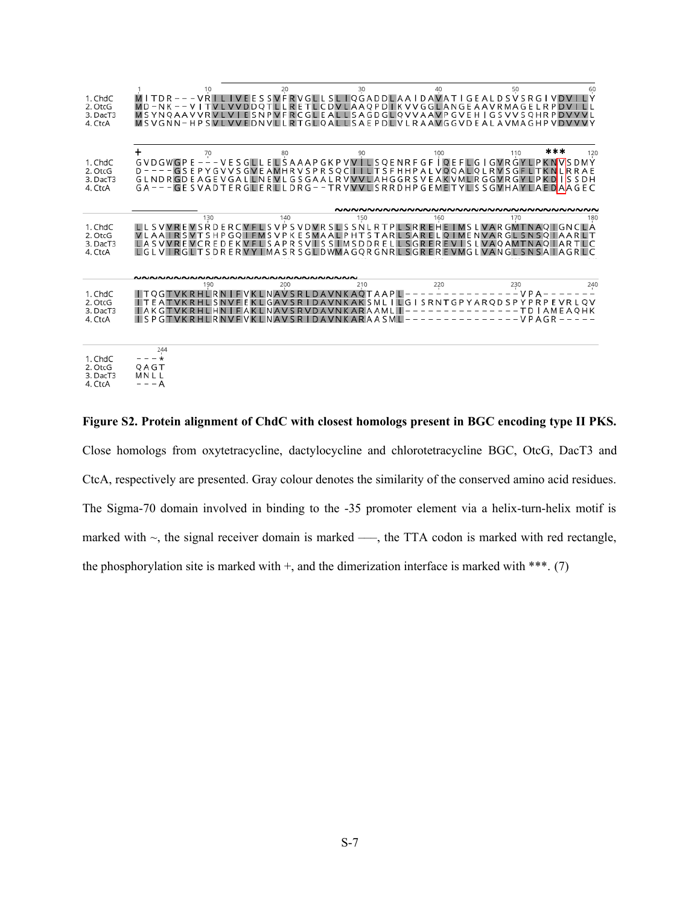```
         1        10        20        30        40        50        60
1. ChdC  MITDR---VRILLIVEESSVFRVGLLSLIQGADDLAAIDAVATIGEALDSVSRGIVDVILY
2. OtcG  MD-NK--VITVLVVDDQTLLRETLCDVLAAQPDIKVVGGLANGEAAVRMAGELRPDVILL
3. DacT3 MSYNQAAVVRVLVIESNPVFRCGLEALLSAGDGLQVVAAVPGVEHIGSVVSQHRPDVVVL
4. CtcA  MSVGNN-HPSVLVVEDNVLLRTGLQALLSAEPDLVLRAAVGGVDEALAVMAGHPVDVVVY

         +        70        80        90        100       110 ***   120
1. ChdC  GVDGWGPE---VESGLLELSAAAPGKPVVILSQENRFGFIQEFLGIGVRGYLPKNVSDMY
2. OtcG  D----GSEPYGVVSGVEAMHRVSPRSQCIILTSFHHPALVQQALQLRVSGFLTKNLRRAE
3. DacT3 GLNDRGDEAGEVGALLNEVLGSGAALRVVVLAHGGRSVEAKVMLRGGVRGYLPKDISSDH
4. CtcA  GA---GESVADTERGLERLLDRG--TRVVVLSRRDHPGEMETYLSSGVHAYLAEDAAGEC

                  130       140       150       160       170       180
1. ChdC  LLSVVREVSRDERCVFLSVPSVDVRSLSSNLRTPLSRREHEIMSLVARGMTNAQIGNCLA
2. OtcG  VLAAIRSVTSHPGQIFMSVPKESMAALPHTSTARLSARELQIMENVARGLSNSQIAARLT
3. DacT3 LASVVREVCREDEKVFLSAPRSVISSIMSDDRELLSGREREVISLVAQAMTNAQIARTLC
4. CtcA  LGLVIRGLTSDRERVYIMASRSGLDWMAGQRGNRLSGREREVMGLVANGLSNSAIAGRLC

                  190       200       210       220       230       240
1. ChdC  ITQGTVKRHLRNIFVKLNAVSRLDAVNKAQTAAPL---------------VPA-------
2. OtcG  ITEATVKRHLSNVFEKLGAVSRIDAVNKAKSMLILGISRNTGPYARQDSPYPRPEVRLQV
3. DacT3 IAKGTVKRHLHNIFAKLNAVSRVDAVNKARAAMLI---------------TDIAMEAQHK
4. CtcA  ISPGTVKRHLRNVFVKLNAVSRIDAVNKARAASML---------------VPAGR-----

            244
1. ChdC  ---*
2. OtcG  QAGT
3. DacT3 MNLL
4. CtcA  ---A
```

**Figure S2. Protein alignment of ChdC with closest homologs present in BGC encoding type II PKS.** Close homologs from oxytetracycline, dactylocycline and chlorotetracycline BGC, OtcG, DacT3 and CtcA, respectively are presented. Gray colour denotes the similarity of the conserved amino acid residues. The Sigma-70 domain involved in binding to the -35 promoter element via a helix-turn-helix motif is marked with ~, the signal receiver domain is marked ––, the TTA codon is marked with red rectangle, the phosphorylation site is marked with +, and the dimerization interface is marked with ***. (7)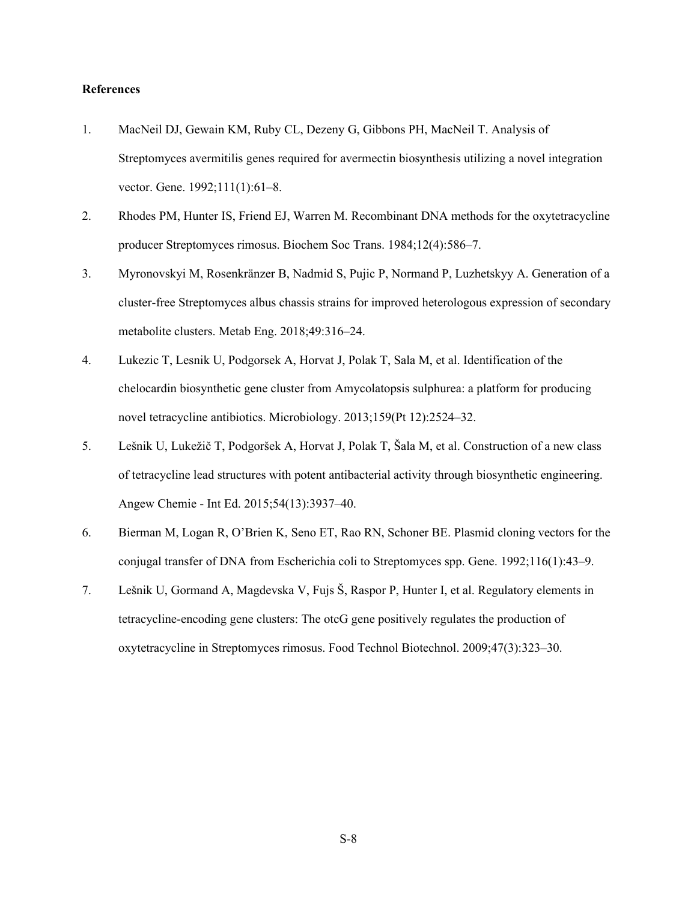**References**

1. MacNeil DJ, Gewain KM, Ruby CL, Dezeny G, Gibbons PH, MacNeil T. Analysis of Streptomyces avermitilis genes required for avermectin biosynthesis utilizing a novel integration vector. Gene. 1992;111(1):61–8.
2. Rhodes PM, Hunter IS, Friend EJ, Warren M. Recombinant DNA methods for the oxytetracycline producer Streptomyces rimosus. Biochem Soc Trans. 1984;12(4):586–7.
3. Myronovskyi M, Rosenkränzer B, Nadmid S, Pujic P, Normand P, Luzhetskyy A. Generation of a cluster-free Streptomyces albus chassis strains for improved heterologous expression of secondary metabolite clusters. Metab Eng. 2018;49:316–24.
4. Lukezic T, Lesnik U, Podgorsek A, Horvat J, Polak T, Sala M, et al. Identification of the chelocardin biosynthetic gene cluster from Amycolatopsis sulphurea: a platform for producing novel tetracycline antibiotics. Microbiology. 2013;159(Pt 12):2524–32.
5. Lešnik U, Lukežič T, Podgoršek A, Horvat J, Polak T, Šala M, et al. Construction of a new class of tetracycline lead structures with potent antibacterial activity through biosynthetic engineering. Angew Chemie - Int Ed. 2015;54(13):3937–40.
6. Bierman M, Logan R, O'Brien K, Seno ET, Rao RN, Schoner BE. Plasmid cloning vectors for the conjugal transfer of DNA from Escherichia coli to Streptomyces spp. Gene. 1992;116(1):43–9.
7. Lešnik U, Gormand A, Magdevska V, Fujs Š, Raspor P, Hunter I, et al. Regulatory elements in tetracycline-encoding gene clusters: The otcG gene positively regulates the production of oxytetracycline in Streptomyces rimosus. Food Technol Biotechnol. 2009;47(3):323–30.